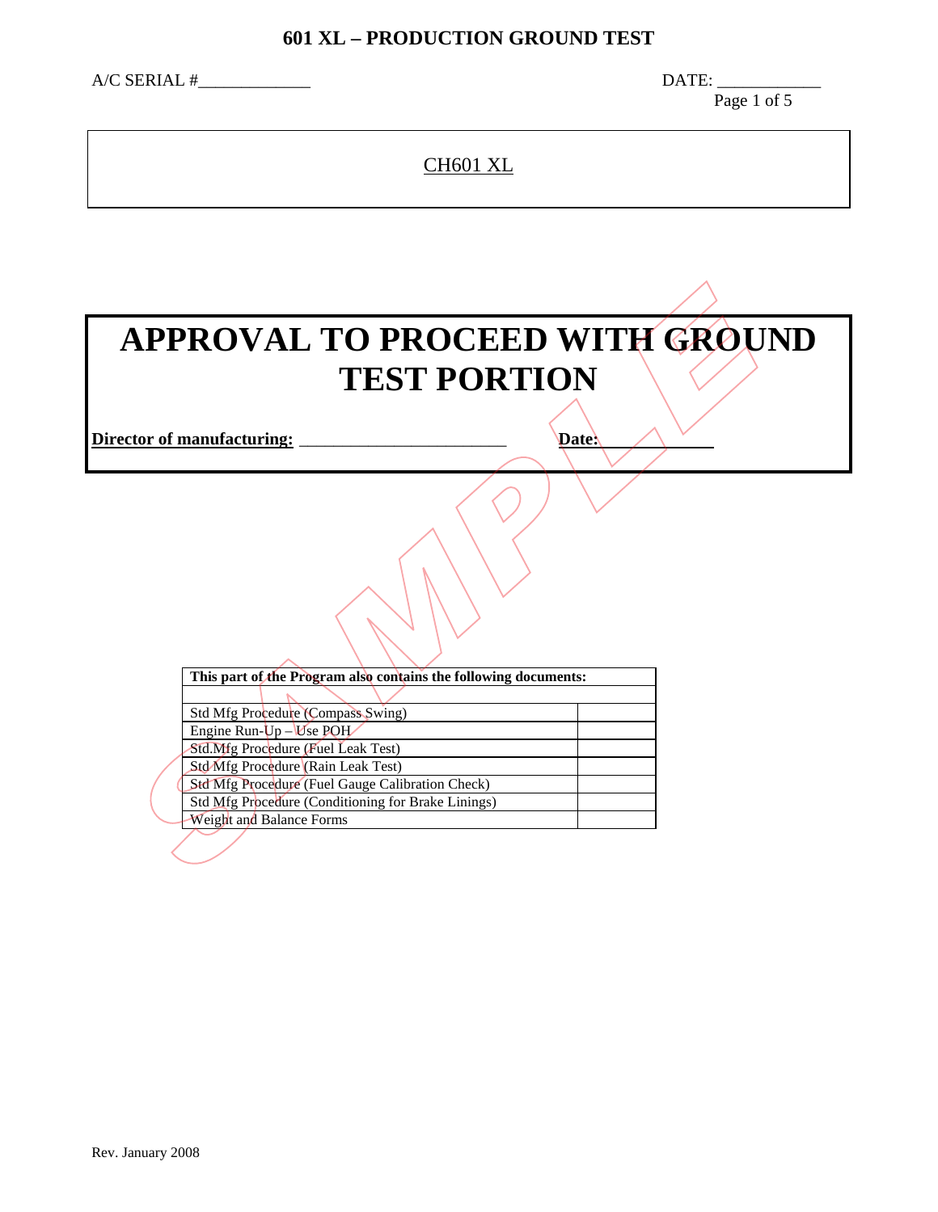# 601 XL – PRODUCTION GROUND TEST

A/C SERIAL #_____________ DATE: ___________

CH601 XL

# APPROVAL TO PROCEED WITH GROUND TEST PORTION

**Director of manufacturing:** _______________________ **Date:** ___________

| This part of the Program also contains the following documents: | |
|---|---|
| | |
| Std Mfg Procedure (Compass Swing) | |
| Engine Run-Up – Use POH | |
| Std.Mfg Procedure (Fuel Leak Test) | |
| Std Mfg Procedure (Rain Leak Test) | |
| Std Mfg Procedure (Fuel Gauge Calibration Check) | |
| Std Mfg Procedure (Conditioning for Brake Linings) | |
| Weight and Balance Forms | |

SAMPLE

Rev. January 2008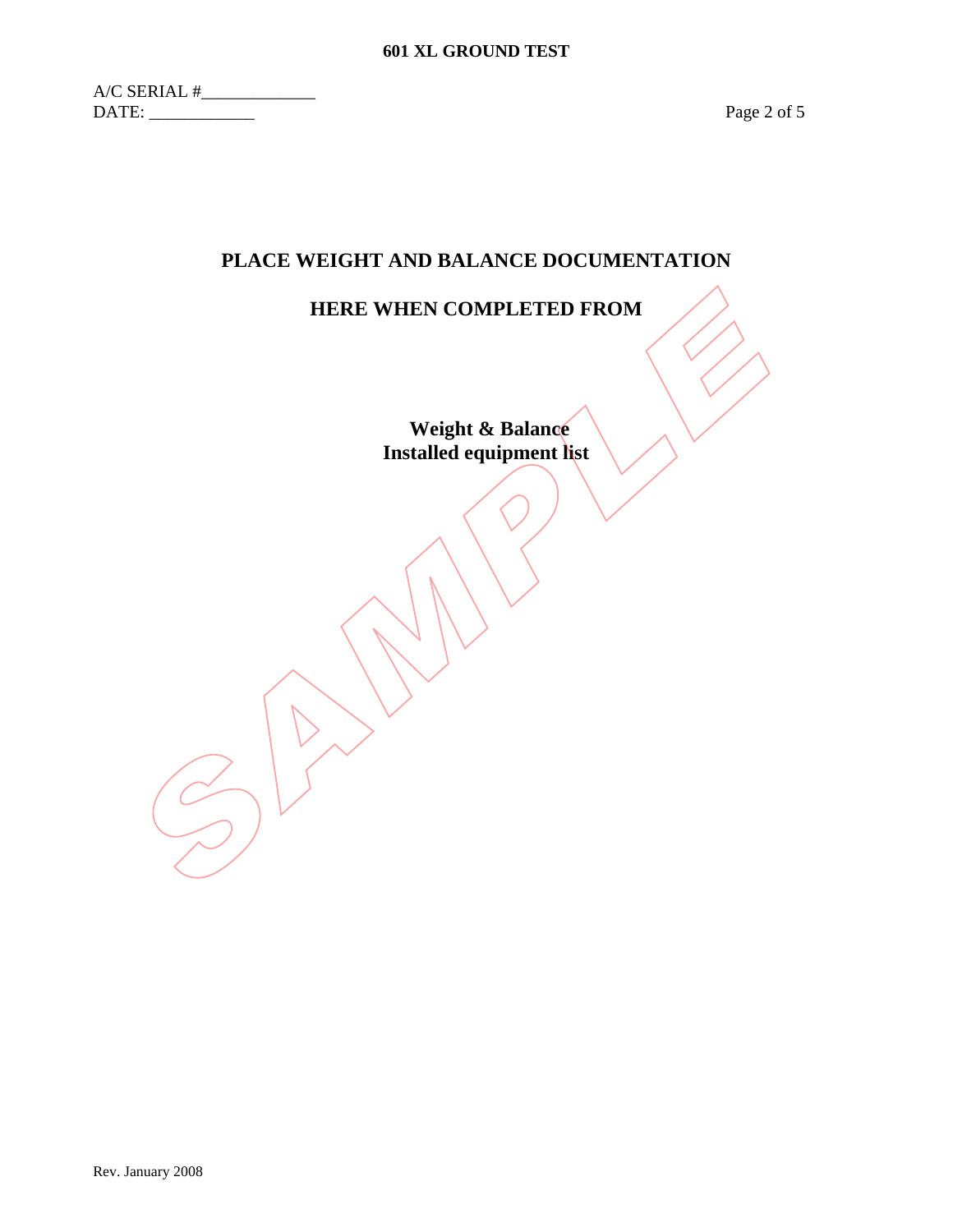A/C SERIAL #_____________
DATE: ____________

## PLACE WEIGHT AND BALANCE DOCUMENTATION

## HERE WHEN COMPLETED FROM

**Weight & Balance**
**Installed equipment list**

SAMPLE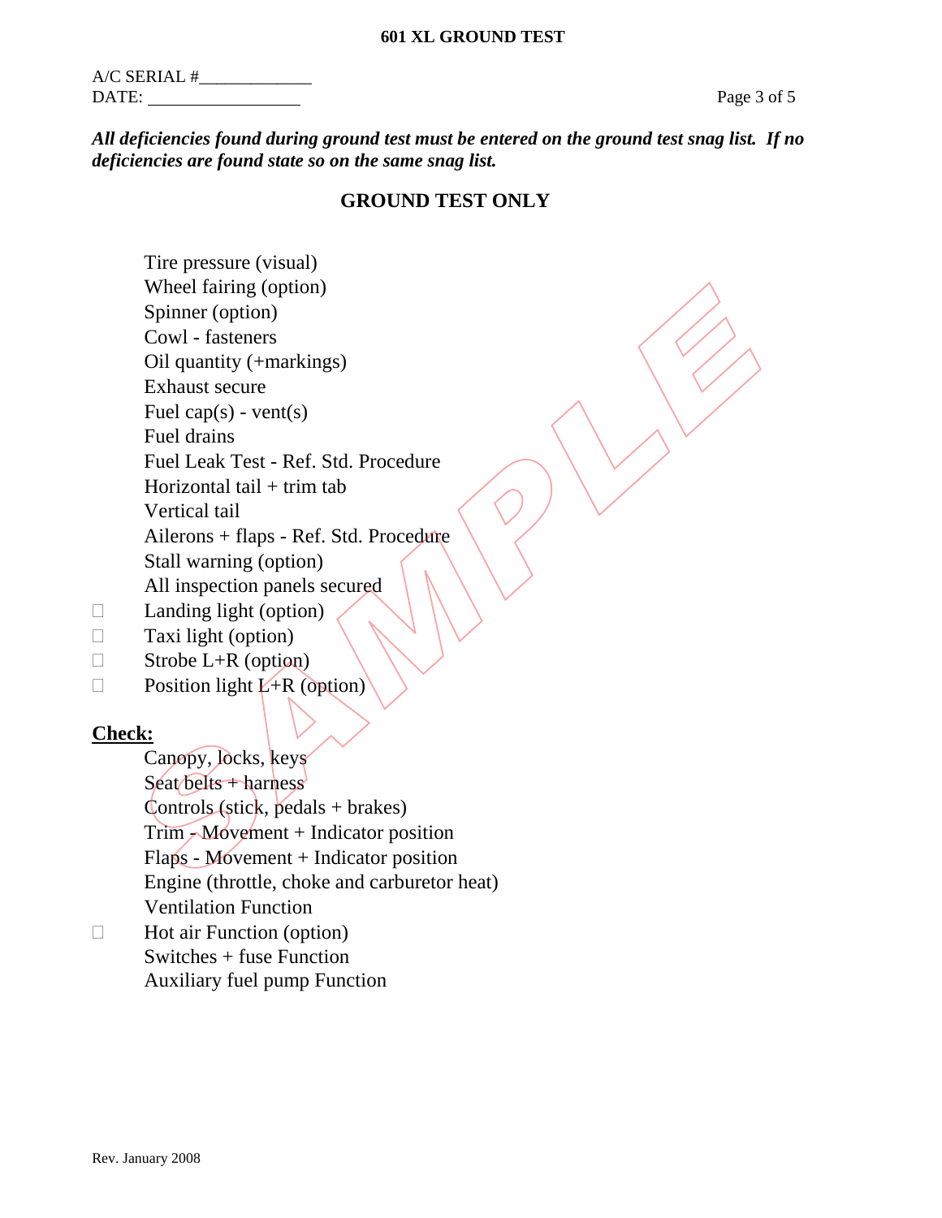# 601 XL GROUND TEST

A/C SERIAL #\_\_\_\_\_\_\_\_\_\_\_\_\_
DATE: \_\_\_\_\_\_\_\_\_\_\_\_\_\_\_\_\_

***All deficiencies found during ground test must be entered on the ground test snag list. If no deficiencies are found state so on the same snag list.***

## GROUND TEST ONLY

- Tire pressure (visual)
- Wheel fairing (option)
- Spinner (option)
- Cowl - fasteners
- Oil quantity (+markings)
- Exhaust secure
- Fuel cap(s) - vent(s)
- Fuel drains
- Fuel Leak Test - Ref. Std. Procedure
- Horizontal tail + trim tab
- Vertical tail
- Ailerons + flaps - Ref. Std. Procedure
- Stall warning (option)
- All inspection panels secured
- ☐ Landing light (option)
- ☐ Taxi light (option)
- ☐ Strobe L+R (option)
- ☐ Position light L+R (option)

**<u>Check:</u>**

- Canopy, locks, keys
- Seat belts + harness
- Controls (stick, pedals + brakes)
- Trim - Movement + Indicator position
- Flaps - Movement + Indicator position
- Engine (throttle, choke and carburetor heat)
- Ventilation Function
- ☐ Hot air Function (option)
- Switches + fuse Function
- Auxiliary fuel pump Function

Rev. January 2008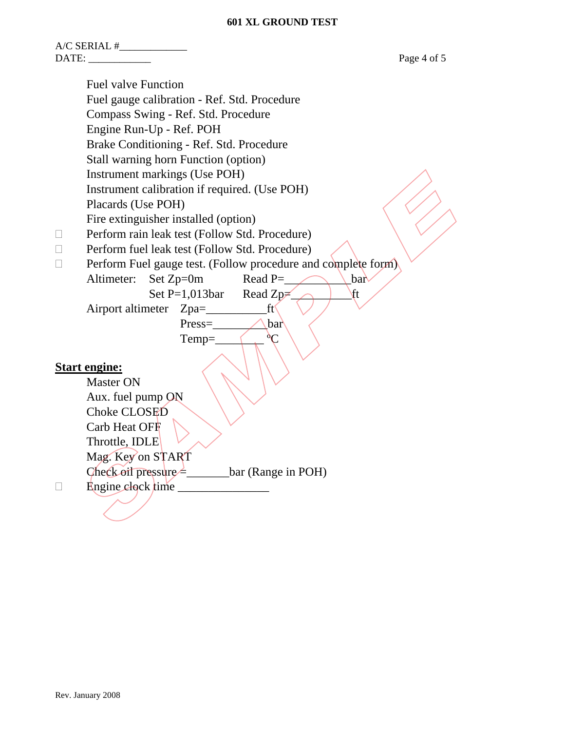## 601 XL GROUND TEST

A/C SERIAL #_____________
DATE: ____________

Fuel valve Function
Fuel gauge calibration - Ref. Std. Procedure
Compass Swing - Ref. Std. Procedure
Engine Run-Up - Ref. POH
Brake Conditioning - Ref. Std. Procedure
Stall warning horn Function (option)
Instrument markings (Use POH)
Instrument calibration if required. (Use POH)
Placards (Use POH)
Fire extinguisher installed (option)

- ☐ Perform rain leak test (Follow Std. Procedure)
- ☐ Perform fuel leak test (Follow Std. Procedure)
- ☐ Perform Fuel gauge test. (Follow procedure and complete form)

Altimeter: Set Zp=0m Read P=___________bar
Set P=1,013bar Read Zp=__________ft

Airport altimeter Zpa=__________ft
Press=_________bar
Temp=________ °C

**Start engine:**

Master ON
Aux. fuel pump ON
Choke CLOSED
Carb Heat OFF
Throttle, IDLE
Mag. Key on START
Check oil pressure =_______bar (Range in POH)

- ☐ Engine clock time _______________

Rev. January 2008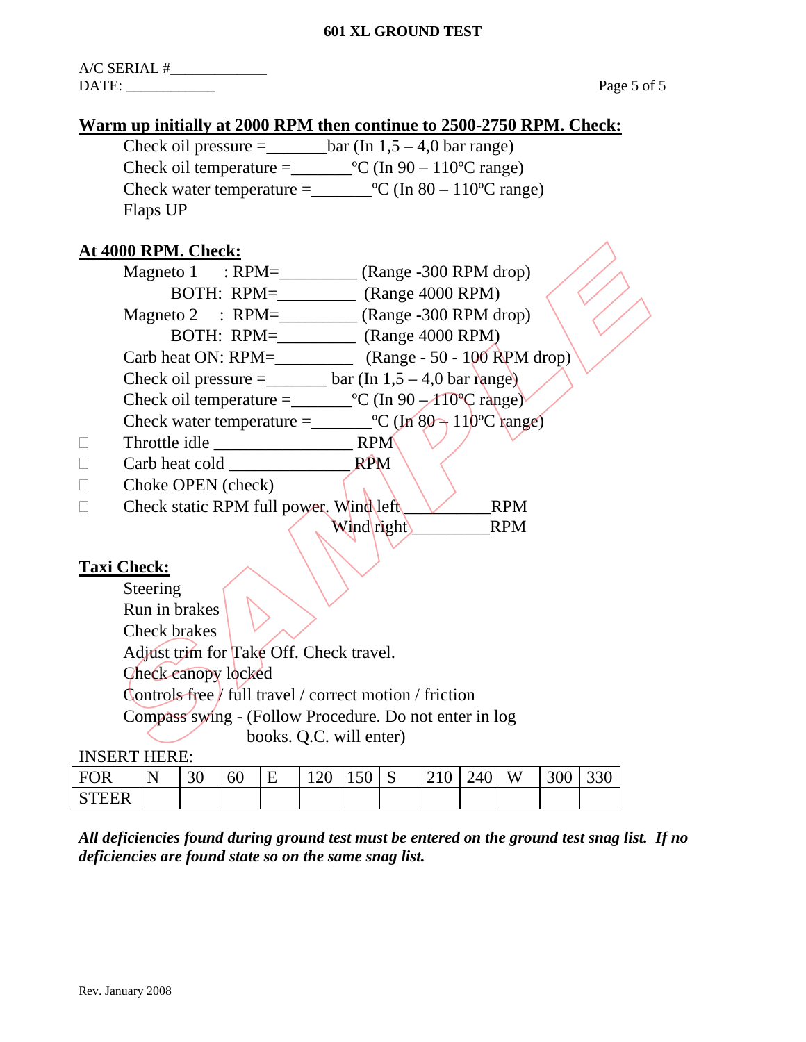**601 XL GROUND TEST**

A/C SERIAL #_____________
DATE: ____________

**Warm up initially at 2000 RPM then continue to 2500-2750 RPM. Check:**

Check oil pressure =_______bar (In 1,5 – 4,0 bar range)
Check oil temperature =_______ºC (In 90 – 110ºC range)
Check water temperature =_______ºC (In 80 – 110ºC range)
Flaps UP

**At 4000 RPM. Check:**

Magneto 1 : RPM=_________ (Range -300 RPM drop)
BOTH: RPM=_________ (Range 4000 RPM)
Magneto 2 : RPM=_________ (Range -300 RPM drop)
BOTH: RPM=_________ (Range 4000 RPM)
Carb heat ON: RPM=_________ (Range - 50 - 100 RPM drop)
Check oil pressure =_______ bar (In 1,5 – 4,0 bar range)
Check oil temperature =_______ºC (In 90 – 110ºC range)
Check water temperature =_______ºC (In 80 – 110ºC range)

- ☐ Throttle idle ________________ RPM
- ☐ Carb heat cold ______________ RPM
- ☐ Choke OPEN (check)
- ☐ Check static RPM full power. Wind left_________RPM
  Wind right_________RPM

**Taxi Check:**

Steering
Run in brakes
Check brakes
Adjust trim for Take Off. Check travel.
Check canopy locked
Controls free / full travel / correct motion / friction
Compass swing - (Follow Procedure. Do not enter in log books. Q.C. will enter)

INSERT HERE:

| FOR | N | 30 | 60 | E | 120 | 150 | S | 210 | 240 | W | 300 | 330 |
|---|---|---|---|---|---|---|---|---|---|---|---|---|
| STEER | | | | | | | | | | | | |

***All deficiencies found during ground test must be entered on the ground test snag list. If no deficiencies are found state so on the same snag list.***

Rev. January 2008